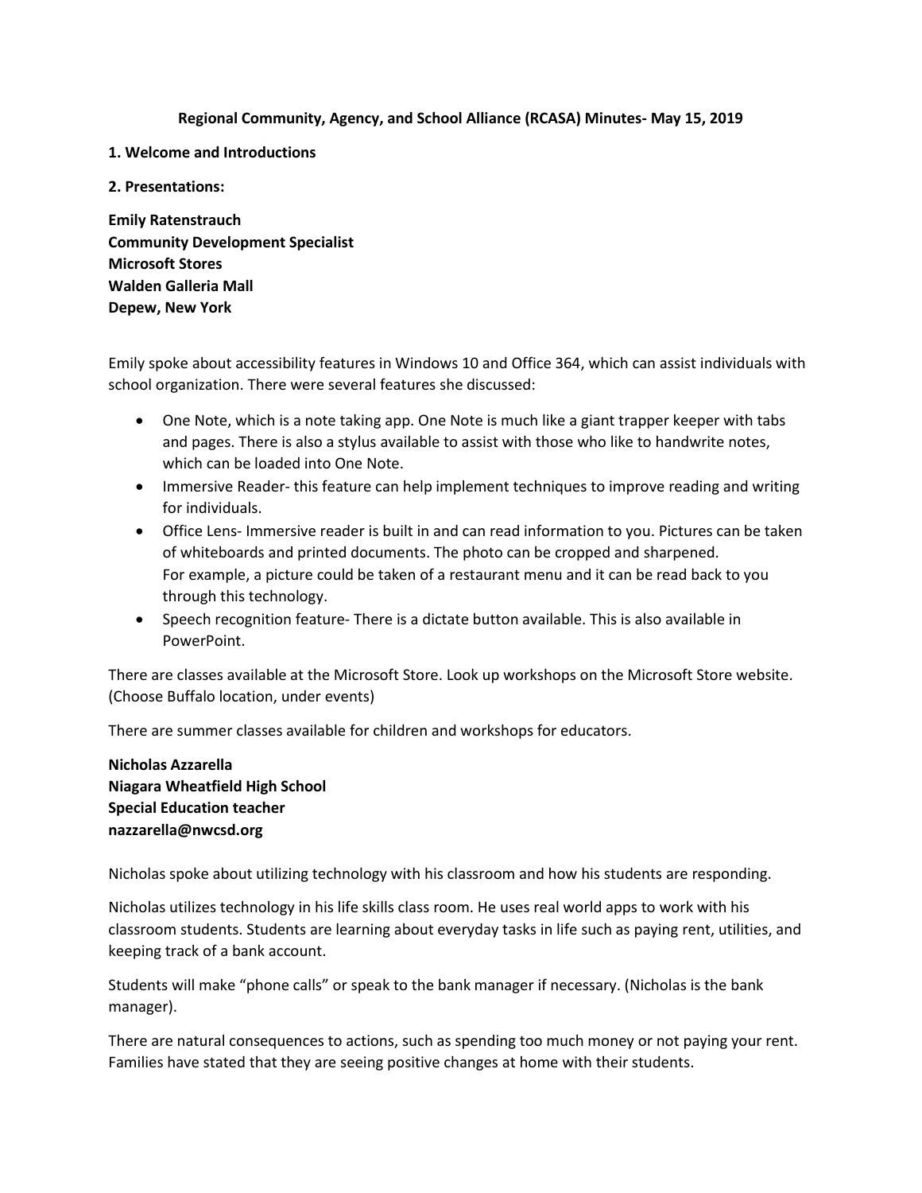**Regional Community, Agency, and School Alliance (RCASA) Minutes- May 15, 2019**

**1. Welcome and Introductions**

**2. Presentations:**

**Emily Ratenstrauch**
**Community Development Specialist**
**Microsoft Stores**
**Walden Galleria Mall**
**Depew, New York**

Emily spoke about accessibility features in Windows 10 and Office 364, which can assist individuals with school organization. There were several features she discussed:

- One Note, which is a note taking app. One Note is much like a giant trapper keeper with tabs and pages. There is also a stylus available to assist with those who like to handwrite notes, which can be loaded into One Note.
- Immersive Reader- this feature can help implement techniques to improve reading and writing for individuals.
- Office Lens- Immersive reader is built in and can read information to you. Pictures can be taken of whiteboards and printed documents. The photo can be cropped and sharpened. For example, a picture could be taken of a restaurant menu and it can be read back to you through this technology.
- Speech recognition feature- There is a dictate button available. This is also available in PowerPoint.

There are classes available at the Microsoft Store. Look up workshops on the Microsoft Store website. (Choose Buffalo location, under events)

There are summer classes available for children and workshops for educators.

**Nicholas Azzarella**
**Niagara Wheatfield High School**
**Special Education teacher**
**nazzarella@nwcsd.org**

Nicholas spoke about utilizing technology with his classroom and how his students are responding.

Nicholas utilizes technology in his life skills class room. He uses real world apps to work with his classroom students. Students are learning about everyday tasks in life such as paying rent, utilities, and keeping track of a bank account.

Students will make "phone calls" or speak to the bank manager if necessary. (Nicholas is the bank manager).

There are natural consequences to actions, such as spending too much money or not paying your rent. Families have stated that they are seeing positive changes at home with their students.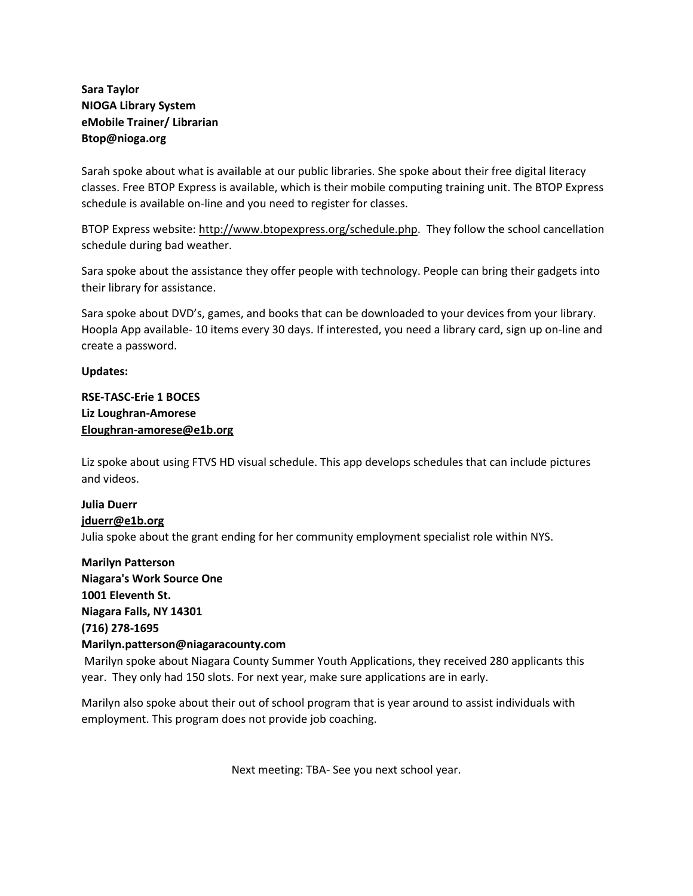**Sara Taylor**
**NIOGA Library System**
**eMobile Trainer/ Librarian**
**Btop@nioga.org**

Sarah spoke about what is available at our public libraries. She spoke about their free digital literacy classes. Free BTOP Express is available, which is their mobile computing training unit. The BTOP Express schedule is available on-line and you need to register for classes.

BTOP Express website: http://www.btopexpress.org/schedule.php. They follow the school cancellation schedule during bad weather.

Sara spoke about the assistance they offer people with technology. People can bring their gadgets into their library for assistance.

Sara spoke about DVD's, games, and books that can be downloaded to your devices from your library. Hoopla App available- 10 items every 30 days. If interested, you need a library card, sign up on-line and create a password.

**Updates:**

**RSE-TASC-Erie 1 BOCES**
**Liz Loughran-Amorese**
**Eloughran-amorese@e1b.org**

Liz spoke about using FTVS HD visual schedule. This app develops schedules that can include pictures and videos.

**Julia Duerr**
**jduerr@e1b.org**
Julia spoke about the grant ending for her community employment specialist role within NYS.

**Marilyn Patterson**
**Niagara's Work Source One**
**1001 Eleventh St.**
**Niagara Falls, NY 14301**
**(716) 278-1695**
**Marilyn.patterson@niagaracounty.com**
Marilyn spoke about Niagara County Summer Youth Applications, they received 280 applicants this year. They only had 150 slots. For next year, make sure applications are in early.

Marilyn also spoke about their out of school program that is year around to assist individuals with employment. This program does not provide job coaching.

Next meeting: TBA- See you next school year.